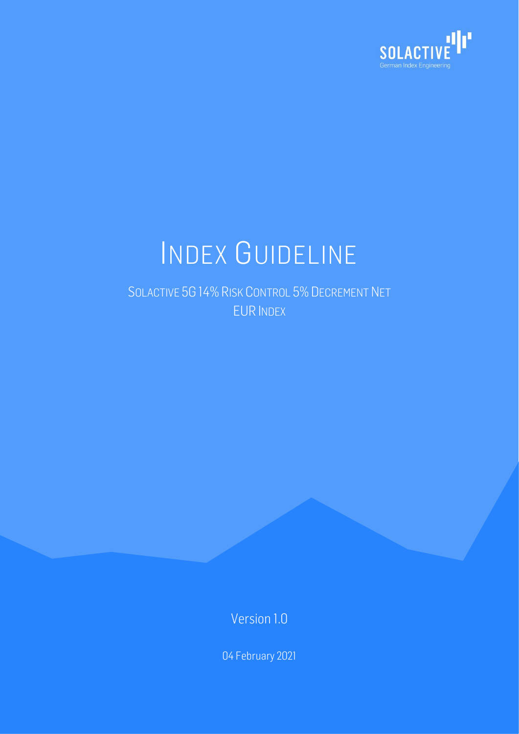# INDEX GUIDELINE

## SOLACTIVE 5G 14% RISK CONTROL 5% DECREMENT NET EUR INDEX

Version 1.0

04 February 2021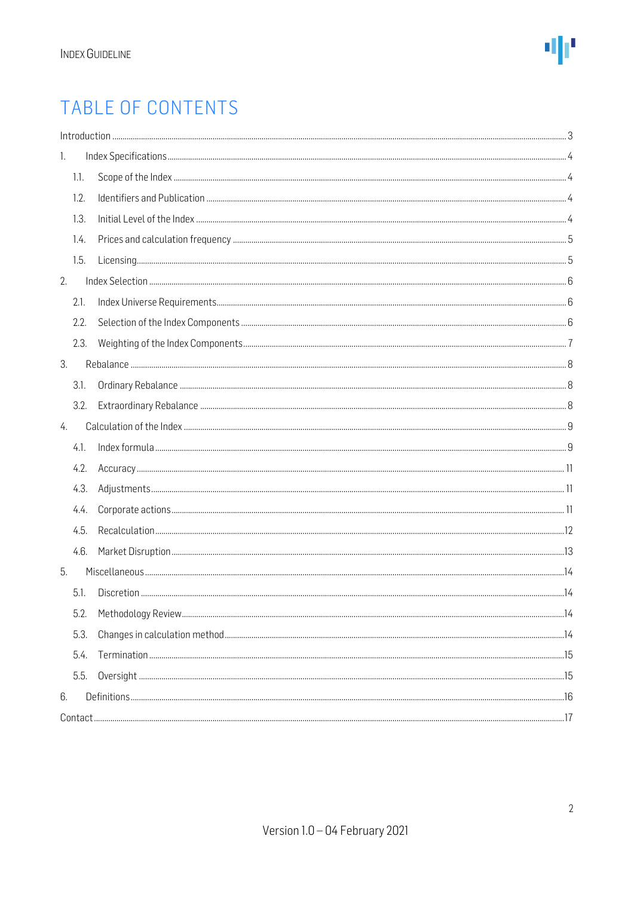# TABLE OF CONTENTS

Introduction ........ 3

1. Index Specifications ........ 4
   - 1.1. Scope of the Index ........ 4
   - 1.2. Identifiers and Publication ........ 4
   - 1.3. Initial Level of the Index ........ 4
   - 1.4. Prices and calculation frequency ........ 5
   - 1.5. Licensing ........ 5
2. Index Selection ........ 6
   - 2.1. Index Universe Requirements ........ 6
   - 2.2. Selection of the Index Components ........ 6
   - 2.3. Weighting of the Index Components ........ 7
3. Rebalance ........ 8
   - 3.1. Ordinary Rebalance ........ 8
   - 3.2. Extraordinary Rebalance ........ 8
4. Calculation of the Index ........ 9
   - 4.1. Index formula ........ 9
   - 4.2. Accuracy ........ 11
   - 4.3. Adjustments ........ 11
   - 4.4. Corporate actions ........ 11
   - 4.5. Recalculation ........ 12
   - 4.6. Market Disruption ........ 13
5. Miscellaneous ........ 14
   - 5.1. Discretion ........ 14
   - 5.2. Methodology Review ........ 14
   - 5.3. Changes in calculation method ........ 14
   - 5.4. Termination ........ 15
   - 5.5. Oversight ........ 15
6. Definitions ........ 16

Contact ........ 17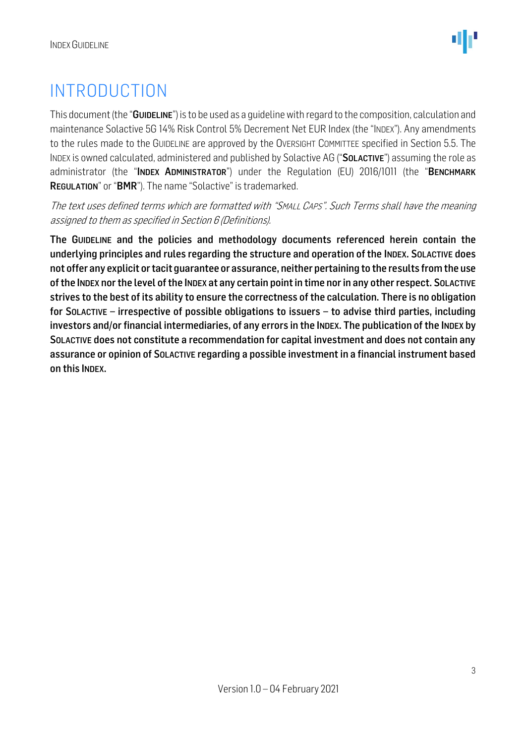# INTRODUCTION

This document (the "**GUIDELINE**") is to be used as a guideline with regard to the composition, calculation and maintenance Solactive 5G 14% Risk Control 5% Decrement Net EUR Index (the "INDEX"). Any amendments to the rules made to the GUIDELINE are approved by the OVERSIGHT COMMITTEE specified in Section 5.5. The INDEX is owned calculated, administered and published by Solactive AG ("**SOLACTIVE**") assuming the role as administrator (the "**INDEX ADMINISTRATOR**") under the Regulation (EU) 2016/1011 (the "**BENCHMARK REGULATION**" or "**BMR**"). The name "Solactive" is trademarked.

*The text uses defined terms which are formatted with "SMALL CAPS". Such Terms shall have the meaning assigned to them as specified in Section 6 (Definitions).*

**The GUIDELINE and the policies and methodology documents referenced herein contain the underlying principles and rules regarding the structure and operation of the INDEX. SOLACTIVE does not offer any explicit or tacit guarantee or assurance, neither pertaining to the results from the use of the INDEX nor the level of the INDEX at any certain point in time nor in any other respect. SOLACTIVE strives to the best of its ability to ensure the correctness of the calculation. There is no obligation for SOLACTIVE – irrespective of possible obligations to issuers – to advise third parties, including investors and/or financial intermediaries, of any errors in the INDEX. The publication of the INDEX by SOLACTIVE does not constitute a recommendation for capital investment and does not contain any assurance or opinion of SOLACTIVE regarding a possible investment in a financial instrument based on this INDEX.**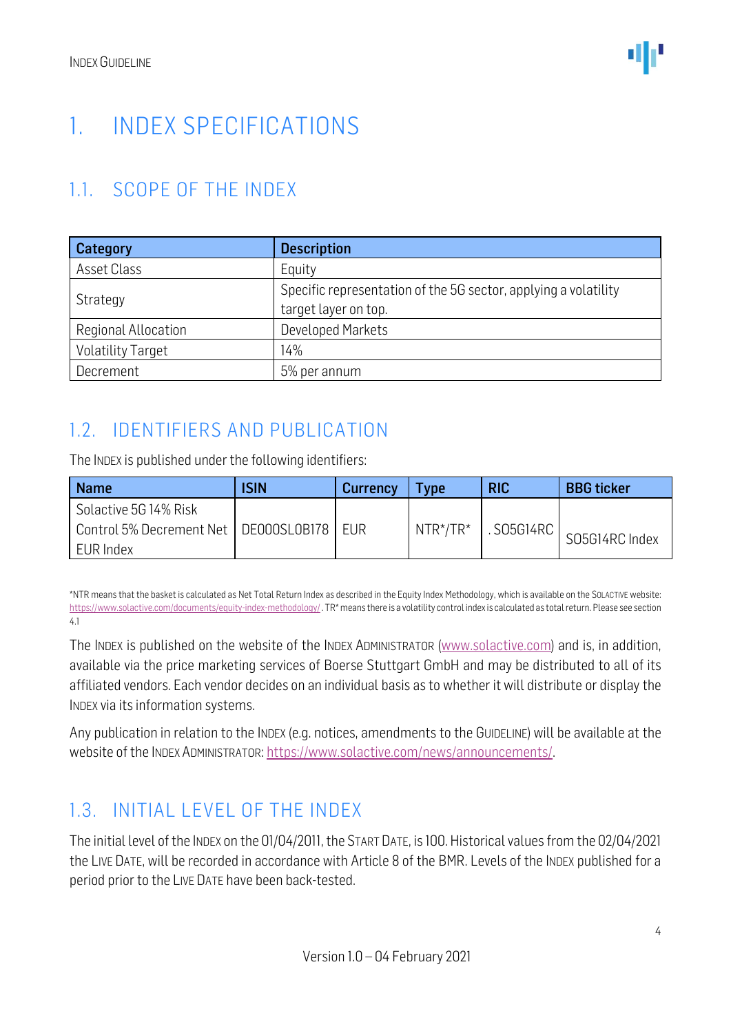# 1. INDEX SPECIFICATIONS

## 1.1. SCOPE OF THE INDEX

| Category | Description |
|---|---|
| Asset Class | Equity |
| Strategy | Specific representation of the 5G sector, applying a volatility target layer on top. |
| Regional Allocation | Developed Markets |
| Volatility Target | 14% |
| Decrement | 5% per annum |

## 1.2. IDENTIFIERS AND PUBLICATION

The INDEX is published under the following identifiers:

| Name | ISIN | Currency | Type | RIC | BBG ticker |
|---|---|---|---|---|---|
| Solactive 5G 14% Risk Control 5% Decrement Net EUR Index | DE000SL0B178 | EUR | NTR*/TR* | .SO5G14RC | SO5G14RC Index |

*NTR means that the basket is calculated as Net Total Return Index as described in the Equity Index Methodology, which is available on the SOLACTIVE website: https://www.solactive.com/documents/equity-index-methodology/. TR* means there is a volatility control index is calculated as total return. Please see section 4.1

The INDEX is published on the website of the INDEX ADMINISTRATOR (www.solactive.com) and is, in addition, available via the price marketing services of Boerse Stuttgart GmbH and may be distributed to all of its affiliated vendors. Each vendor decides on an individual basis as to whether it will distribute or display the INDEX via its information systems.

Any publication in relation to the INDEX (e.g. notices, amendments to the GUIDELINE) will be available at the website of the INDEX ADMINISTRATOR: https://www.solactive.com/news/announcements/.

## 1.3. INITIAL LEVEL OF THE INDEX

The initial level of the INDEX on the 01/04/2011, the START DATE, is 100. Historical values from the 02/04/2021 the LIVE DATE, will be recorded in accordance with Article 8 of the BMR. Levels of the INDEX published for a period prior to the LIVE DATE have been back-tested.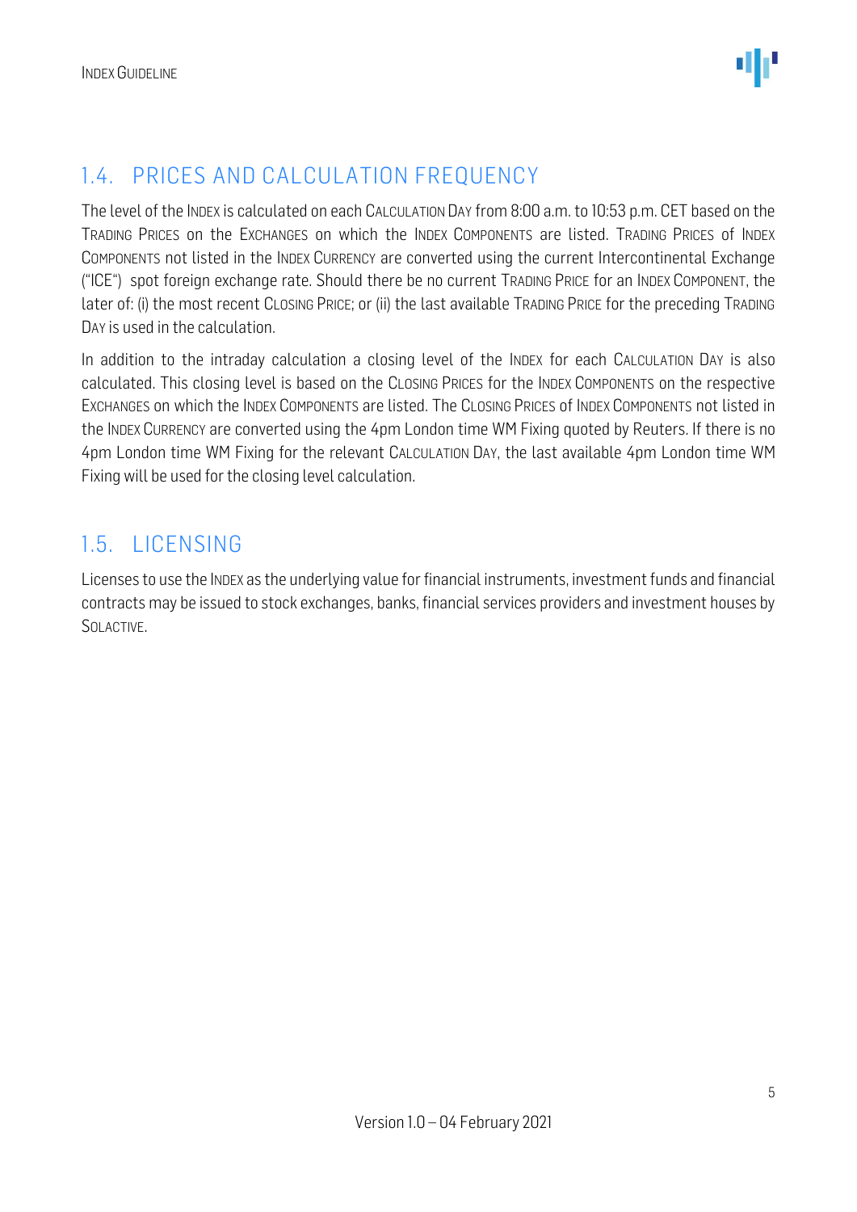## 1.4. PRICES AND CALCULATION FREQUENCY

The level of the INDEX is calculated on each CALCULATION DAY from 8:00 a.m. to 10:53 p.m. CET based on the TRADING PRICES on the EXCHANGES on which the INDEX COMPONENTS are listed. TRADING PRICES of INDEX COMPONENTS not listed in the INDEX CURRENCY are converted using the current Intercontinental Exchange ("ICE") spot foreign exchange rate. Should there be no current TRADING PRICE for an INDEX COMPONENT, the later of: (i) the most recent CLOSING PRICE; or (ii) the last available TRADING PRICE for the preceding TRADING DAY is used in the calculation.

In addition to the intraday calculation a closing level of the INDEX for each CALCULATION DAY is also calculated. This closing level is based on the CLOSING PRICES for the INDEX COMPONENTS on the respective EXCHANGES on which the INDEX COMPONENTS are listed. The CLOSING PRICES of INDEX COMPONENTS not listed in the INDEX CURRENCY are converted using the 4pm London time WM Fixing quoted by Reuters. If there is no 4pm London time WM Fixing for the relevant CALCULATION DAY, the last available 4pm London time WM Fixing will be used for the closing level calculation.

## 1.5. LICENSING

Licenses to use the INDEX as the underlying value for financial instruments, investment funds and financial contracts may be issued to stock exchanges, banks, financial services providers and investment houses by SOLACTIVE.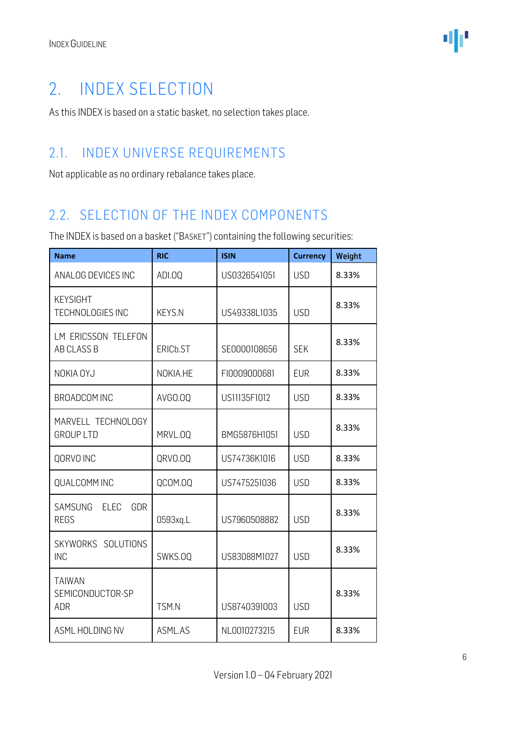# 2. INDEX SELECTION

As this INDEX is based on a static basket, no selection takes place.

## 2.1. INDEX UNIVERSE REQUIREMENTS

Not applicable as no ordinary rebalance takes place.

## 2.2. SELECTION OF THE INDEX COMPONENTS

The INDEX is based on a basket ("BASKET") containing the following securities:

| Name | RIC | ISIN | Currency | Weight |
|---|---|---|---|---|
| ANALOG DEVICES INC | ADI.OQ | US0326541051 | USD | 8.33% |
| KEYSIGHT TECHNOLOGIES INC | KEYS.N | US49338L1035 | USD | 8.33% |
| LM ERICSSON TELEFON AB CLASS B | ERICb.ST | SE0000108656 | SEK | 8.33% |
| NOKIA OYJ | NOKIA.HE | FI0009000681 | EUR | 8.33% |
| BROADCOM INC | AVGO.OQ | US11135F1012 | USD | 8.33% |
| MARVELL TECHNOLOGY GROUP LTD | MRVL.OQ | BMG5876H1051 | USD | 8.33% |
| QORVO INC | QRVO.OQ | US74736K1016 | USD | 8.33% |
| QUALCOMM INC | QCOM.OQ | US7475251036 | USD | 8.33% |
| SAMSUNG ELEC GDR REGS | 0593xq.L | US7960508882 | USD | 8.33% |
| SKYWORKS SOLUTIONS INC | SWKS.OQ | US83088M1027 | USD | 8.33% |
| TAIWAN SEMICONDUCTOR-SP ADR | TSM.N | US8740391003 | USD | 8.33% |
| ASML HOLDING NV | ASML.AS | NL0010273215 | EUR | 8.33% |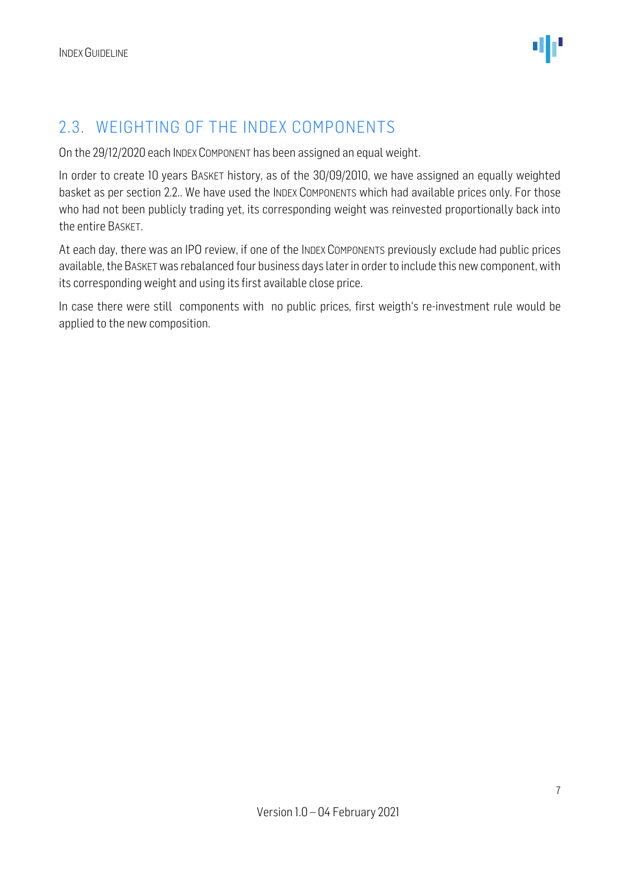## 2.3. WEIGHTING OF THE INDEX COMPONENTS

On the 29/12/2020 each INDEX COMPONENT has been assigned an equal weight.

In order to create 10 years BASKET history, as of the 30/09/2010, we have assigned an equally weighted basket as per section 2.2.. We have used the INDEX COMPONENTS which had available prices only. For those who had not been publicly trading yet, its corresponding weight was reinvested proportionally back into the entire BASKET.

At each day, there was an IPO review, if one of the INDEX COMPONENTS previously exclude had public prices available, the BASKET was rebalanced four business days later in order to include this new component, with its corresponding weight and using its first available close price.

In case there were still components with no public prices, first weigth's re-investment rule would be applied to the new composition.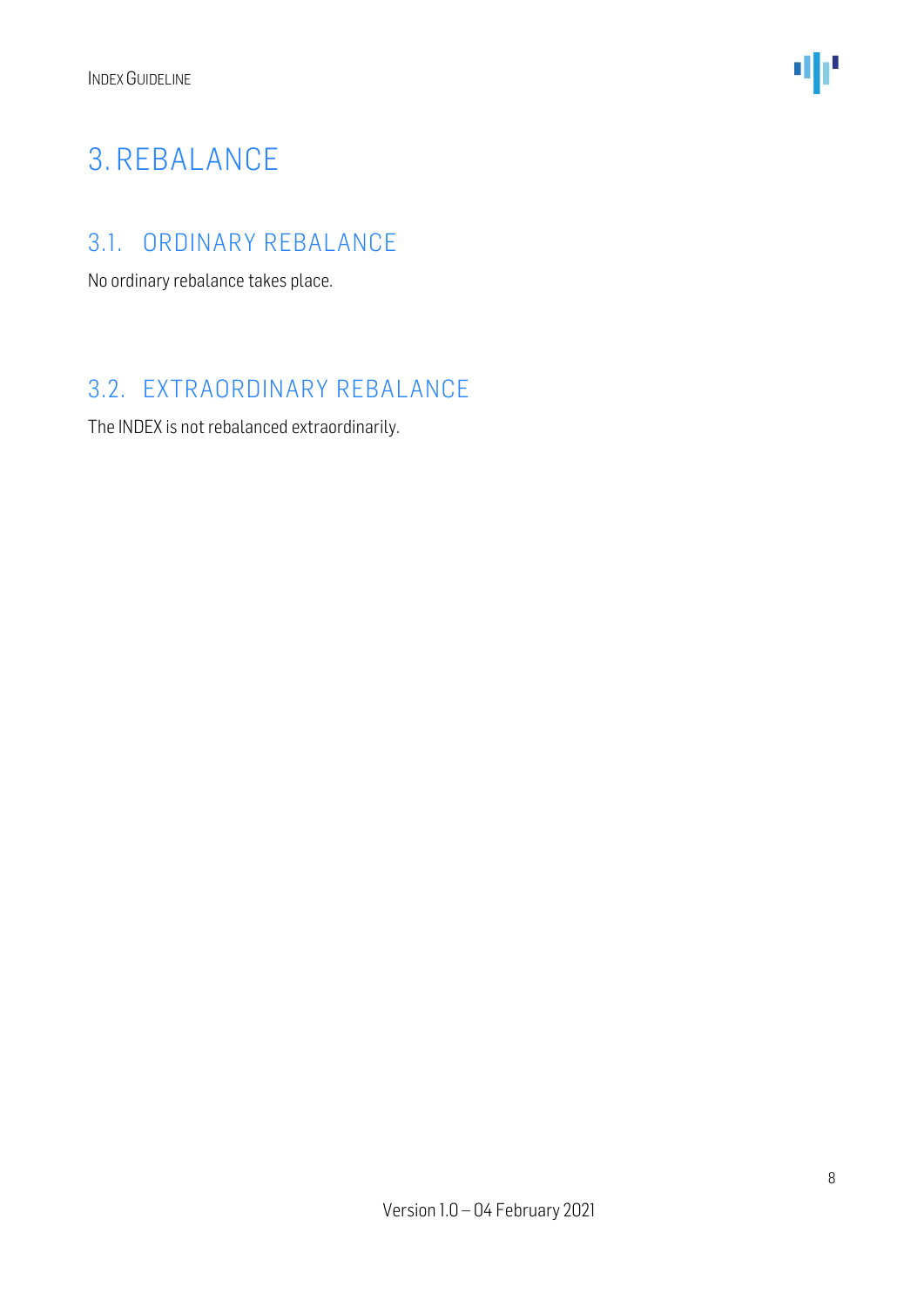# 3. REBALANCE

## 3.1. ORDINARY REBALANCE

No ordinary rebalance takes place.

## 3.2. EXTRAORDINARY REBALANCE

The INDEX is not rebalanced extraordinarily.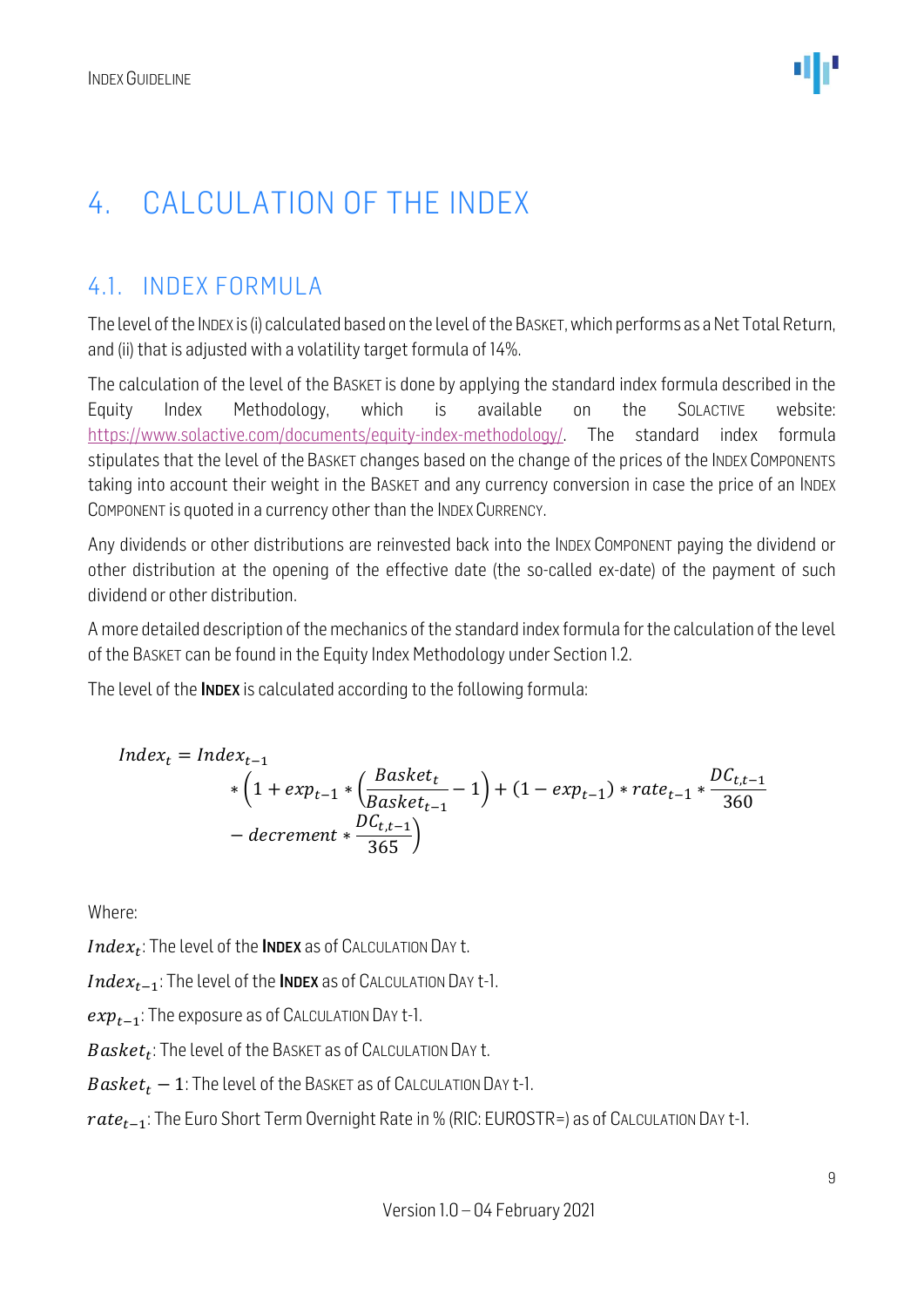# 4. CALCULATION OF THE INDEX

## 4.1. INDEX FORMULA

The level of the INDEX is (i) calculated based on the level of the BASKET, which performs as a Net Total Return, and (ii) that is adjusted with a volatility target formula of 14%.

The calculation of the level of the BASKET is done by applying the standard index formula described in the Equity Index Methodology, which is available on the SOLACTIVE website: https://www.solactive.com/documents/equity-index-methodology/. The standard index formula stipulates that the level of the BASKET changes based on the change of the prices of the INDEX COMPONENTS taking into account their weight in the BASKET and any currency conversion in case the price of an INDEX COMPONENT is quoted in a currency other than the INDEX CURRENCY.

Any dividends or other distributions are reinvested back into the INDEX COMPONENT paying the dividend or other distribution at the opening of the effective date (the so-called ex-date) of the payment of such dividend or other distribution.

A more detailed description of the mechanics of the standard index formula for the calculation of the level of the BASKET can be found in the Equity Index Methodology under Section 1.2.

The level of the **INDEX** is calculated according to the following formula:

$$Index_t = Index_{t-1} * \left(1 + exp_{t-1} * \left(\frac{Basket_t}{Basket_{t-1}} - 1\right) + (1 - exp_{t-1}) * rate_{t-1} * \frac{DC_{t,t-1}}{360} - decrement * \frac{DC_{t,t-1}}{365}\right)$$

Where:

$Index_t$: The level of the **INDEX** as of CALCULATION DAY t.

$Index_{t-1}$: The level of the **INDEX** as of CALCULATION DAY t-1.

$exp_{t-1}$: The exposure as of CALCULATION DAY t-1.

$Basket_t$: The level of the BASKET as of CALCULATION DAY t.

$Basket_t - 1$: The level of the BASKET as of CALCULATION DAY t-1.

$rate_{t-1}$: The Euro Short Term Overnight Rate in % (RIC: EUROSTR=) as of CALCULATION DAY t-1.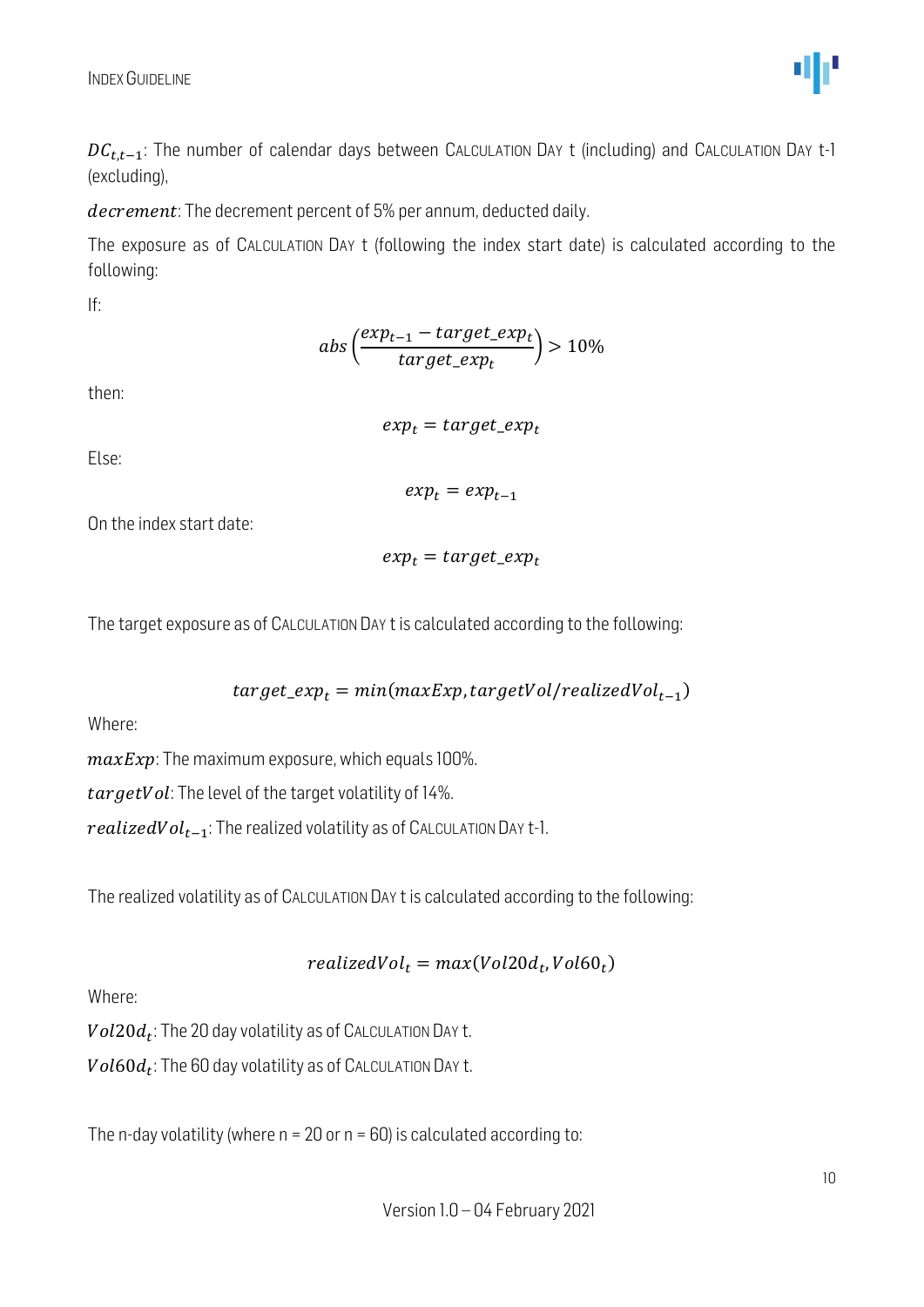$DC_{t,t-1}$: The number of calendar days between CALCULATION DAY t (including) and CALCULATION DAY t-1 (excluding),

$decrement$: The decrement percent of 5% per annum, deducted daily.

The exposure as of CALCULATION DAY t (following the index start date) is calculated according to the following:

If:

$$abs\left(\frac{exp_{t-1} - target\_exp_t}{target\_exp_t}\right) > 10\%$$

then:

$$exp_t = target\_exp_t$$

Else:

$$exp_t = exp_{t-1}$$

On the index start date:

$$exp_t = target\_exp_t$$

The target exposure as of CALCULATION DAY t is calculated according to the following:

$$target\_exp_t = min(maxExp, targetVol/realizedVol_{t-1})$$

Where:

$maxExp$: The maximum exposure, which equals 100%.

$targetVol$: The level of the target volatility of 14%.

$realizedVol_{t-1}$: The realized volatility as of CALCULATION DAY t-1.

The realized volatility as of CALCULATION DAY t is calculated according to the following:

$$realizedVol_t = max(Vol20d_t, Vol60_t)$$

Where:

$Vol20d_t$: The 20 day volatility as of CALCULATION DAY t.

$Vol60d_t$: The 60 day volatility as of CALCULATION DAY t.

The n-day volatility (where n = 20 or n = 60) is calculated according to: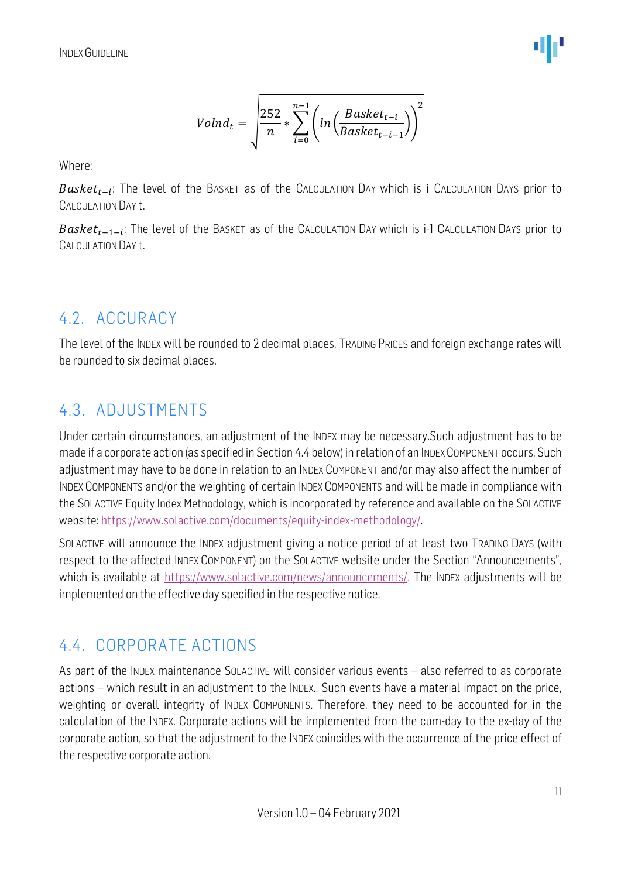$$Volnd_t = \sqrt{\frac{252}{n} * \sum_{i=0}^{n-1} \left( ln \left( \frac{Basket_{t-i}}{Basket_{t-i-1}} \right) \right)^2}$$

Where:

$Basket_{t-i}$: The level of the BASKET as of the CALCULATION DAY which is i CALCULATION DAYS prior to CALCULATION DAY t.

$Basket_{t-1-i}$: The level of the BASKET as of the CALCULATION DAY which is i-1 CALCULATION DAYS prior to CALCULATION DAY t.

## 4.2. ACCURACY

The level of the INDEX will be rounded to 2 decimal places. TRADING PRICES and foreign exchange rates will be rounded to six decimal places.

## 4.3. ADJUSTMENTS

Under certain circumstances, an adjustment of the INDEX may be necessary.Such adjustment has to be made if a corporate action (as specified in Section 4.4 below) in relation of an INDEX COMPONENT occurs. Such adjustment may have to be done in relation to an INDEX COMPONENT and/or may also affect the number of INDEX COMPONENTS and/or the weighting of certain INDEX COMPONENTS and will be made in compliance with the SOLACTIVE Equity Index Methodology, which is incorporated by reference and available on the SOLACTIVE website: https://www.solactive.com/documents/equity-index-methodology/.

SOLACTIVE will announce the INDEX adjustment giving a notice period of at least two TRADING DAYS (with respect to the affected INDEX COMPONENT) on the SOLACTIVE website under the Section "Announcements", which is available at https://www.solactive.com/news/announcements/. The INDEX adjustments will be implemented on the effective day specified in the respective notice.

## 4.4. CORPORATE ACTIONS

As part of the INDEX maintenance SOLACTIVE will consider various events – also referred to as corporate actions – which result in an adjustment to the INDEX.. Such events have a material impact on the price, weighting or overall integrity of INDEX COMPONENTS. Therefore, they need to be accounted for in the calculation of the INDEX. Corporate actions will be implemented from the cum-day to the ex-day of the corporate action, so that the adjustment to the INDEX coincides with the occurrence of the price effect of the respective corporate action.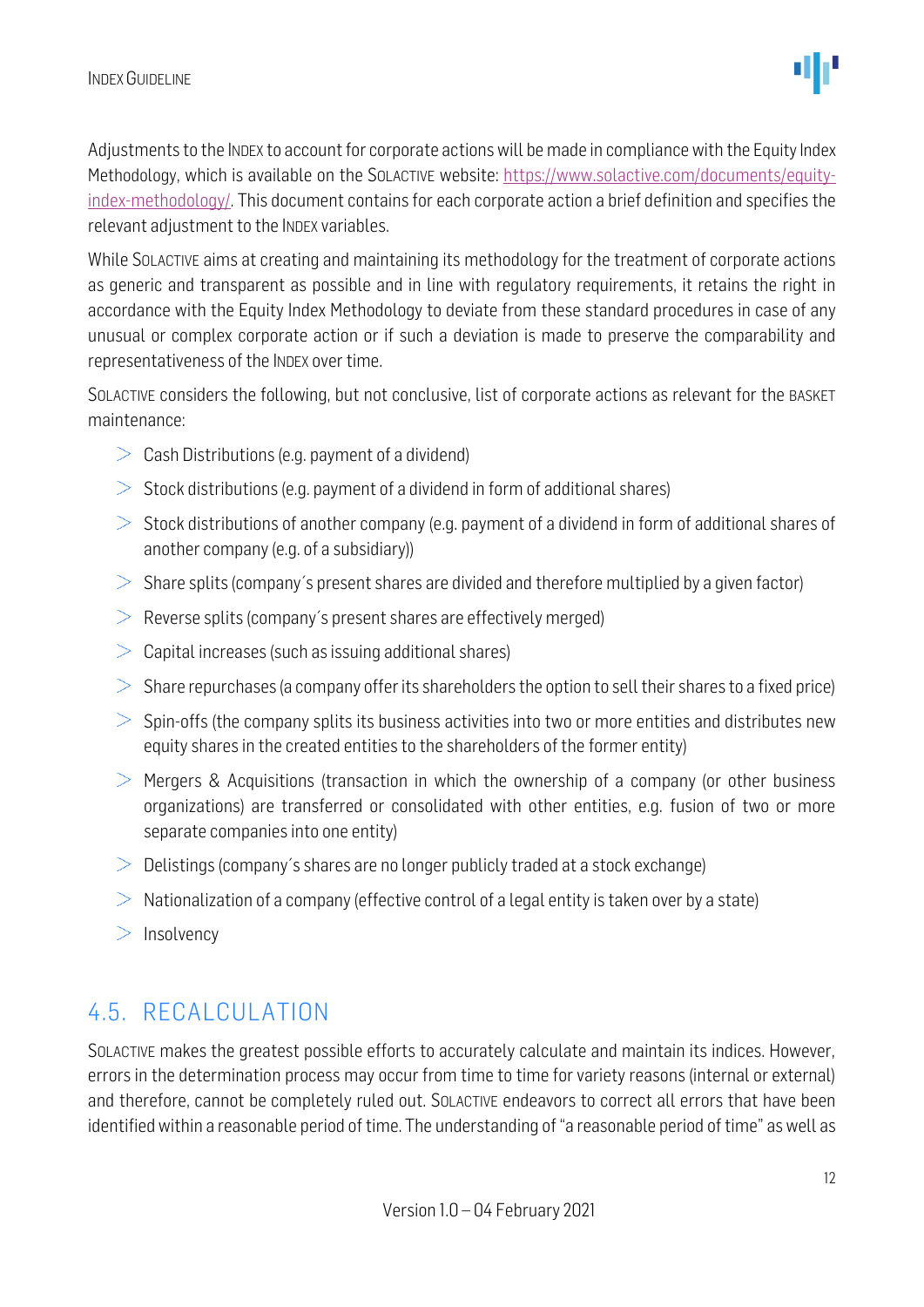Adjustments to the INDEX to account for corporate actions will be made in compliance with the Equity Index Methodology, which is available on the SOLACTIVE website: [https://www.solactive.com/documents/equity-index-methodology/](https://www.solactive.com/documents/equity-index-methodology/). This document contains for each corporate action a brief definition and specifies the relevant adjustment to the INDEX variables.

While SOLACTIVE aims at creating and maintaining its methodology for the treatment of corporate actions as generic and transparent as possible and in line with regulatory requirements, it retains the right in accordance with the Equity Index Methodology to deviate from these standard procedures in case of any unusual or complex corporate action or if such a deviation is made to preserve the comparability and representativeness of the INDEX over time.

SOLACTIVE considers the following, but not conclusive, list of corporate actions as relevant for the BASKET maintenance:

- Cash Distributions (e.g. payment of a dividend)
- Stock distributions (e.g. payment of a dividend in form of additional shares)
- Stock distributions of another company (e.g. payment of a dividend in form of additional shares of another company (e.g. of a subsidiary))
- Share splits (company´s present shares are divided and therefore multiplied by a given factor)
- Reverse splits (company´s present shares are effectively merged)
- Capital increases (such as issuing additional shares)
- Share repurchases (a company offer its shareholders the option to sell their shares to a fixed price)
- Spin-offs (the company splits its business activities into two or more entities and distributes new equity shares in the created entities to the shareholders of the former entity)
- Mergers & Acquisitions (transaction in which the ownership of a company (or other business organizations) are transferred or consolidated with other entities, e.g. fusion of two or more separate companies into one entity)
- Delistings (company´s shares are no longer publicly traded at a stock exchange)
- Nationalization of a company (effective control of a legal entity is taken over by a state)
- Insolvency

## 4.5. RECALCULATION

SOLACTIVE makes the greatest possible efforts to accurately calculate and maintain its indices. However, errors in the determination process may occur from time to time for variety reasons (internal or external) and therefore, cannot be completely ruled out. SOLACTIVE endeavors to correct all errors that have been identified within a reasonable period of time. The understanding of "a reasonable period of time" as well as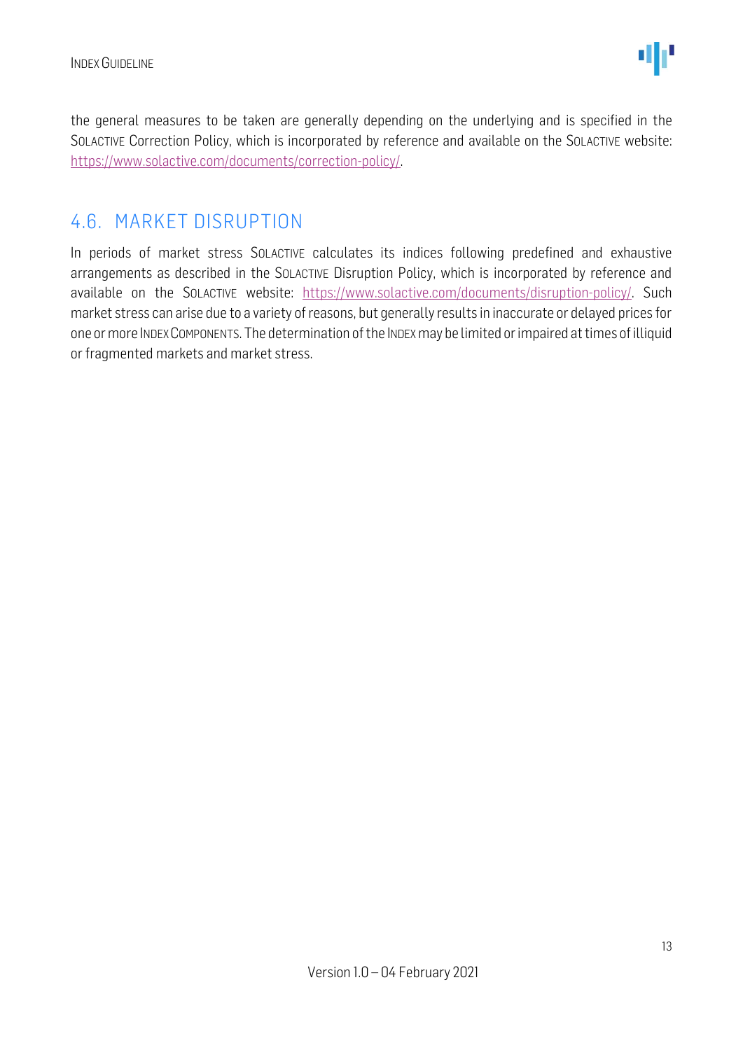the general measures to be taken are generally depending on the underlying and is specified in the SOLACTIVE Correction Policy, which is incorporated by reference and available on the SOLACTIVE website: https://www.solactive.com/documents/correction-policy/.

## 4.6. MARKET DISRUPTION

In periods of market stress SOLACTIVE calculates its indices following predefined and exhaustive arrangements as described in the SOLACTIVE Disruption Policy, which is incorporated by reference and available on the SOLACTIVE website: https://www.solactive.com/documents/disruption-policy/. Such market stress can arise due to a variety of reasons, but generally results in inaccurate or delayed prices for one or more INDEX COMPONENTS. The determination of the INDEX may be limited or impaired at times of illiquid or fragmented markets and market stress.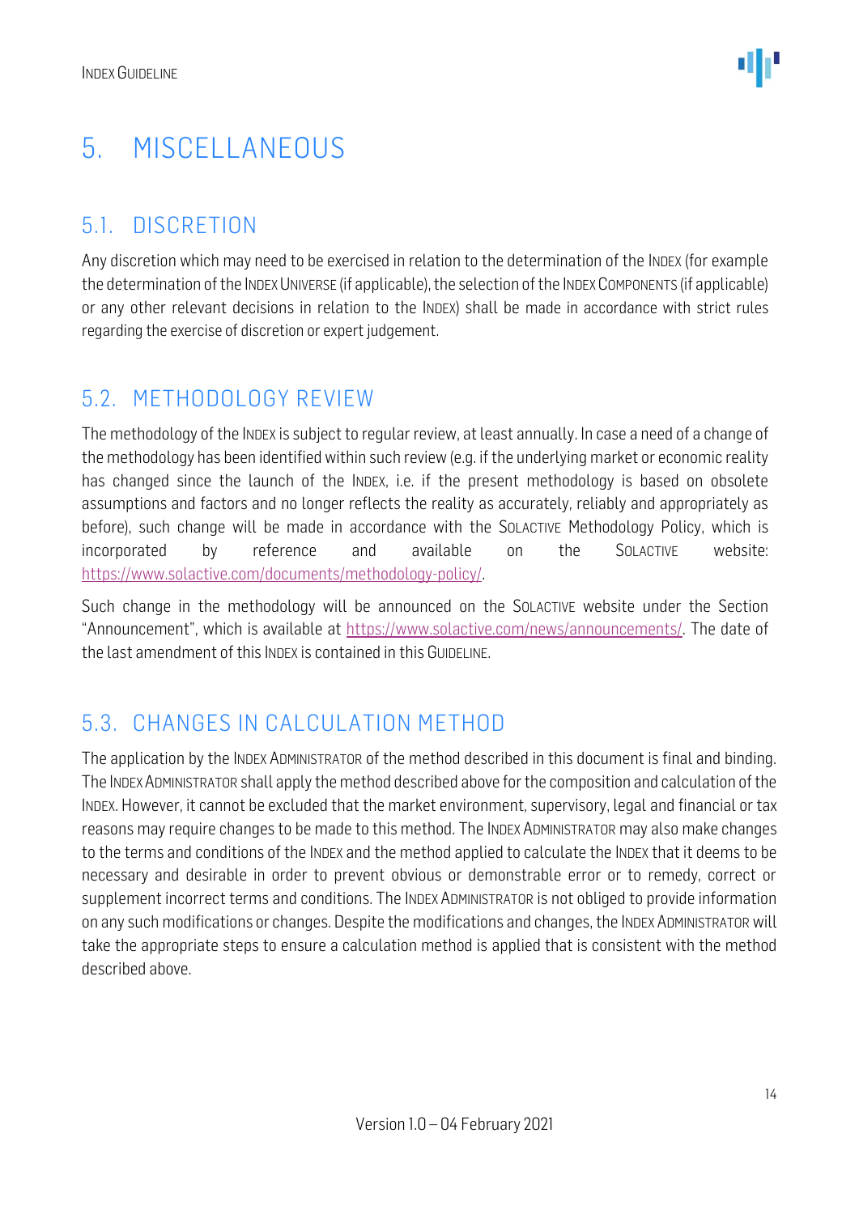# 5. MISCELLANEOUS

## 5.1. DISCRETION

Any discretion which may need to be exercised in relation to the determination of the INDEX (for example the determination of the INDEX UNIVERSE (if applicable), the selection of the INDEX COMPONENTS (if applicable) or any other relevant decisions in relation to the INDEX) shall be made in accordance with strict rules regarding the exercise of discretion or expert judgement.

## 5.2. METHODOLOGY REVIEW

The methodology of the INDEX is subject to regular review, at least annually. In case a need of a change of the methodology has been identified within such review (e.g. if the underlying market or economic reality has changed since the launch of the INDEX, i.e. if the present methodology is based on obsolete assumptions and factors and no longer reflects the reality as accurately, reliably and appropriately as before), such change will be made in accordance with the SOLACTIVE Methodology Policy, which is incorporated by reference and available on the SOLACTIVE website: https://www.solactive.com/documents/methodology-policy/.

Such change in the methodology will be announced on the SOLACTIVE website under the Section "Announcement", which is available at https://www.solactive.com/news/announcements/. The date of the last amendment of this INDEX is contained in this GUIDELINE.

## 5.3. CHANGES IN CALCULATION METHOD

The application by the INDEX ADMINISTRATOR of the method described in this document is final and binding. The INDEX ADMINISTRATOR shall apply the method described above for the composition and calculation of the INDEX. However, it cannot be excluded that the market environment, supervisory, legal and financial or tax reasons may require changes to be made to this method. The INDEX ADMINISTRATOR may also make changes to the terms and conditions of the INDEX and the method applied to calculate the INDEX that it deems to be necessary and desirable in order to prevent obvious or demonstrable error or to remedy, correct or supplement incorrect terms and conditions. The INDEX ADMINISTRATOR is not obliged to provide information on any such modifications or changes. Despite the modifications and changes, the INDEX ADMINISTRATOR will take the appropriate steps to ensure a calculation method is applied that is consistent with the method described above.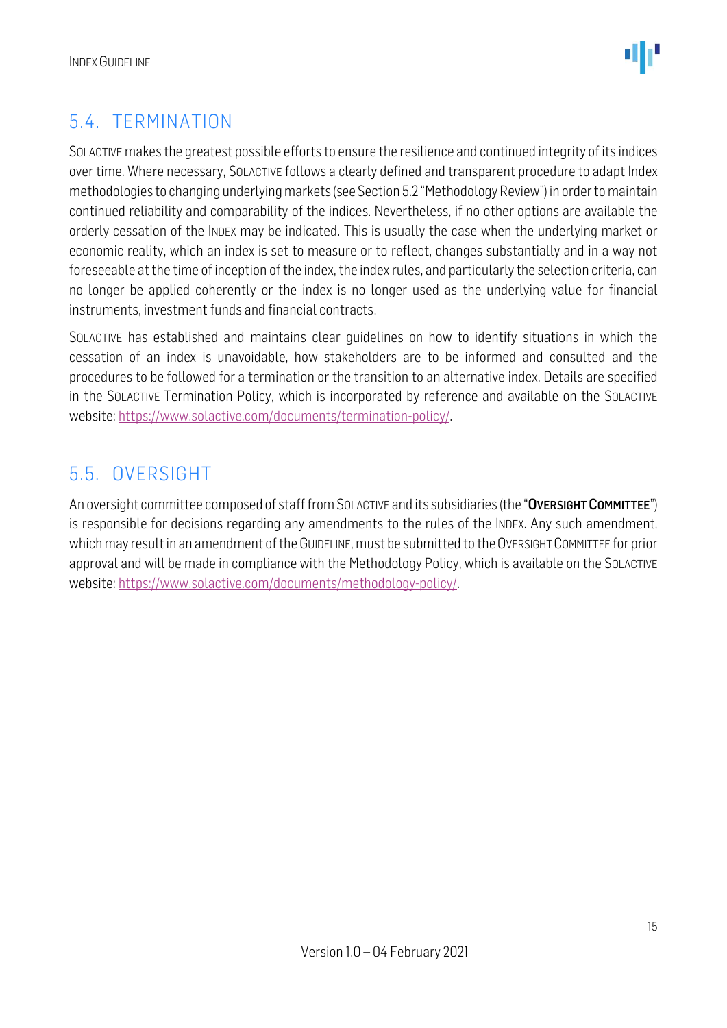## 5.4. TERMINATION

SOLACTIVE makes the greatest possible efforts to ensure the resilience and continued integrity of its indices over time. Where necessary, SOLACTIVE follows a clearly defined and transparent procedure to adapt Index methodologies to changing underlying markets (see Section 5.2 "Methodology Review") in order to maintain continued reliability and comparability of the indices. Nevertheless, if no other options are available the orderly cessation of the INDEX may be indicated. This is usually the case when the underlying market or economic reality, which an index is set to measure or to reflect, changes substantially and in a way not foreseeable at the time of inception of the index, the index rules, and particularly the selection criteria, can no longer be applied coherently or the index is no longer used as the underlying value for financial instruments, investment funds and financial contracts.

SOLACTIVE has established and maintains clear guidelines on how to identify situations in which the cessation of an index is unavoidable, how stakeholders are to be informed and consulted and the procedures to be followed for a termination or the transition to an alternative index. Details are specified in the SOLACTIVE Termination Policy, which is incorporated by reference and available on the SOLACTIVE website: https://www.solactive.com/documents/termination-policy/.

## 5.5. OVERSIGHT

An oversight committee composed of staff from SOLACTIVE and its subsidiaries (the "**OVERSIGHT COMMITTEE**") is responsible for decisions regarding any amendments to the rules of the INDEX. Any such amendment, which may result in an amendment of the GUIDELINE, must be submitted to the OVERSIGHT COMMITTEE for prior approval and will be made in compliance with the Methodology Policy, which is available on the SOLACTIVE website: https://www.solactive.com/documents/methodology-policy/.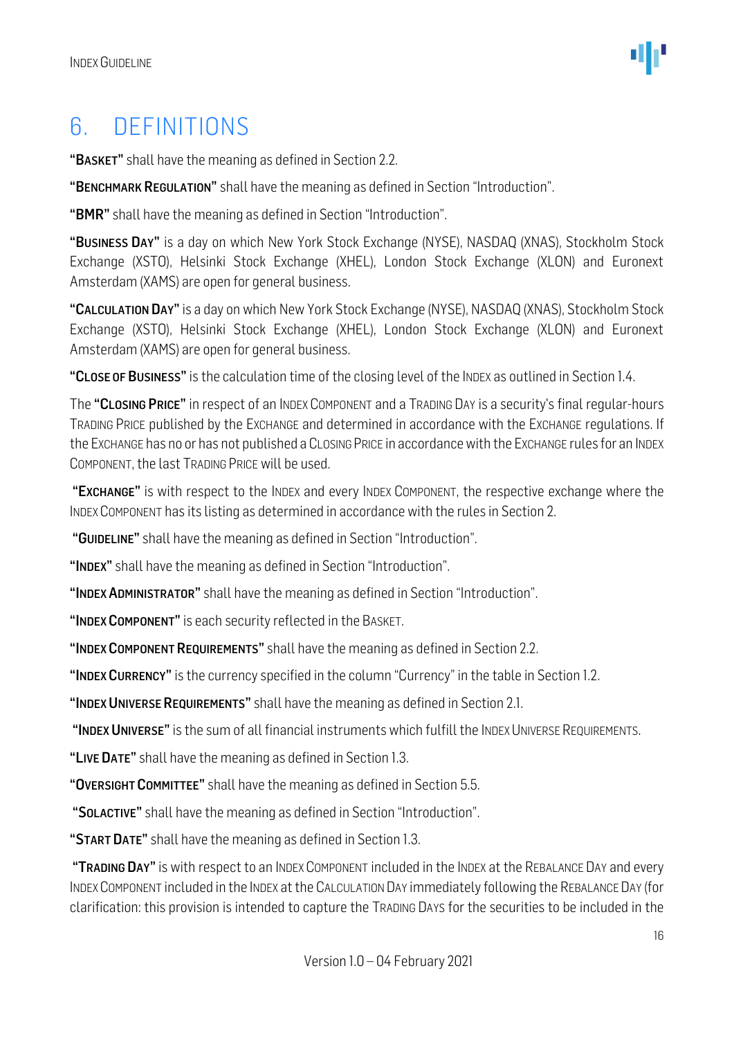# 6. DEFINITIONS

"**BASKET**" shall have the meaning as defined in Section 2.2.

"**BENCHMARK REGULATION**" shall have the meaning as defined in Section "Introduction".

"**BMR**" shall have the meaning as defined in Section "Introduction".

"**BUSINESS DAY**" is a day on which New York Stock Exchange (NYSE), NASDAQ (XNAS), Stockholm Stock Exchange (XSTO), Helsinki Stock Exchange (XHEL), London Stock Exchange (XLON) and Euronext Amsterdam (XAMS) are open for general business.

"**CALCULATION DAY**" is a day on which New York Stock Exchange (NYSE), NASDAQ (XNAS), Stockholm Stock Exchange (XSTO), Helsinki Stock Exchange (XHEL), London Stock Exchange (XLON) and Euronext Amsterdam (XAMS) are open for general business.

"**CLOSE OF BUSINESS**" is the calculation time of the closing level of the INDEX as outlined in Section 1.4.

The "**CLOSING PRICE**" in respect of an INDEX COMPONENT and a TRADING DAY is a security's final regular-hours TRADING PRICE published by the EXCHANGE and determined in accordance with the EXCHANGE regulations. If the EXCHANGE has no or has not published a CLOSING PRICE in accordance with the EXCHANGE rules for an INDEX COMPONENT, the last TRADING PRICE will be used.

"**EXCHANGE**" is with respect to the INDEX and every INDEX COMPONENT, the respective exchange where the INDEX COMPONENT has its listing as determined in accordance with the rules in Section 2.

"**GUIDELINE**" shall have the meaning as defined in Section "Introduction".

"**INDEX**" shall have the meaning as defined in Section "Introduction".

"**INDEX ADMINISTRATOR**" shall have the meaning as defined in Section "Introduction".

"**INDEX COMPONENT**" is each security reflected in the BASKET.

"**INDEX COMPONENT REQUIREMENTS**" shall have the meaning as defined in Section 2.2.

"**INDEX CURRENCY**" is the currency specified in the column "Currency" in the table in Section 1.2.

"**INDEX UNIVERSE REQUIREMENTS**" shall have the meaning as defined in Section 2.1.

"**INDEX UNIVERSE**" is the sum of all financial instruments which fulfill the INDEX UNIVERSE REQUIREMENTS.

"**LIVE DATE**" shall have the meaning as defined in Section 1.3.

"**OVERSIGHT COMMITTEE**" shall have the meaning as defined in Section 5.5.

"**SOLACTIVE**" shall have the meaning as defined in Section "Introduction".

"**START DATE**" shall have the meaning as defined in Section 1.3.

"**TRADING DAY**" is with respect to an INDEX COMPONENT included in the INDEX at the REBALANCE DAY and every INDEX COMPONENT included in the INDEX at the CALCULATION DAY immediately following the REBALANCE DAY (for clarification: this provision is intended to capture the TRADING DAYS for the securities to be included in the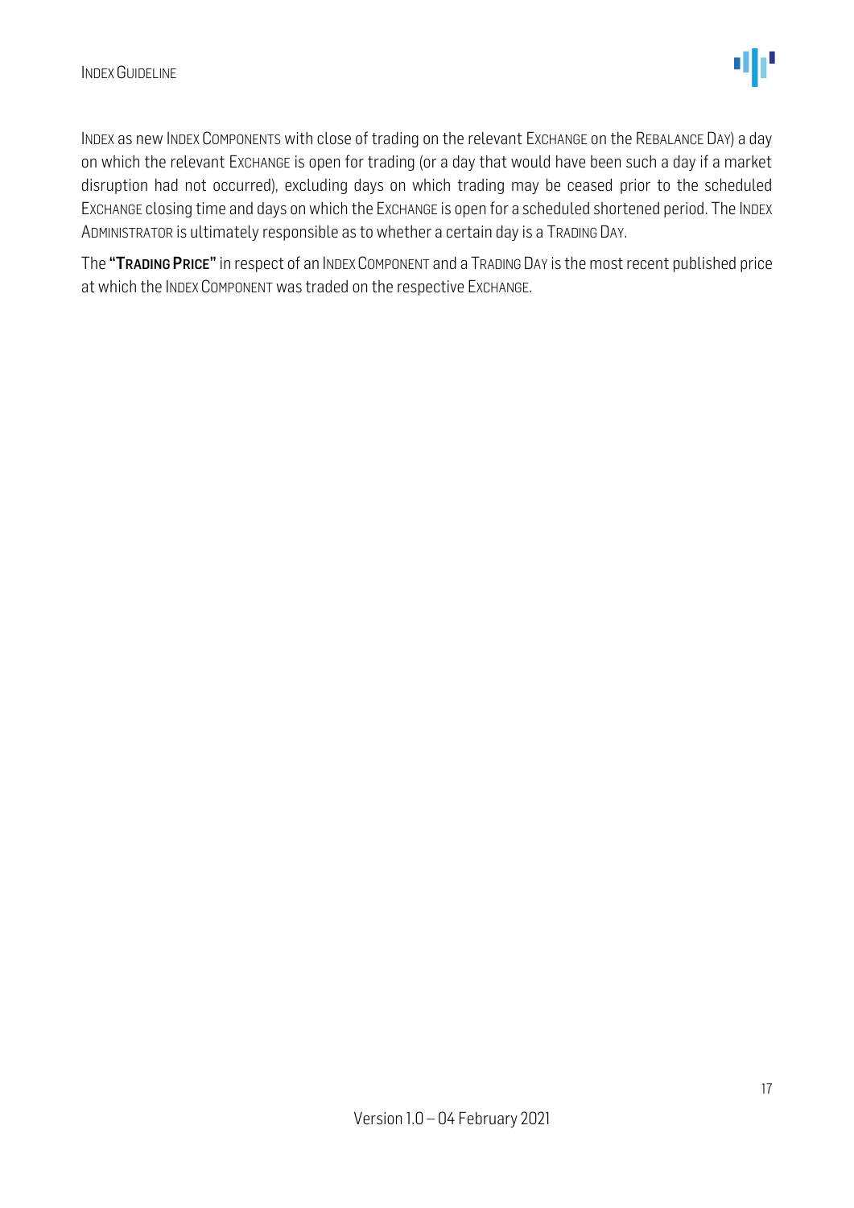INDEX as new INDEX COMPONENTS with close of trading on the relevant EXCHANGE on the REBALANCE DAY) a day on which the relevant EXCHANGE is open for trading (or a day that would have been such a day if a market disruption had not occurred), excluding days on which trading may be ceased prior to the scheduled EXCHANGE closing time and days on which the EXCHANGE is open for a scheduled shortened period. The INDEX ADMINISTRATOR is ultimately responsible as to whether a certain day is a TRADING DAY.

The **"TRADING PRICE"** in respect of an INDEX COMPONENT and a TRADING DAY is the most recent published price at which the INDEX COMPONENT was traded on the respective EXCHANGE.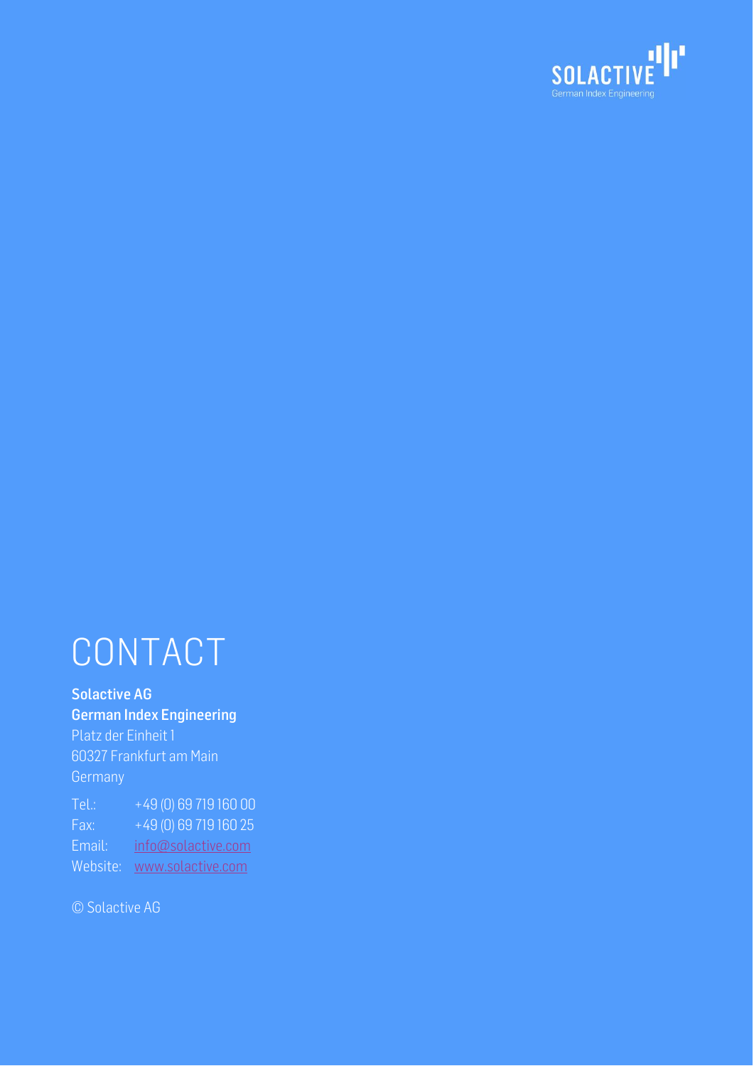# CONTACT

**Solactive AG**
**German Index Engineering**
Platz der Einheit 1
60327 Frankfurt am Main
Germany

Tel.: +49 (0) 69 719 160 00
Fax: +49 (0) 69 719 160 25
Email: info@solactive.com
Website: www.solactive.com

© Solactive AG